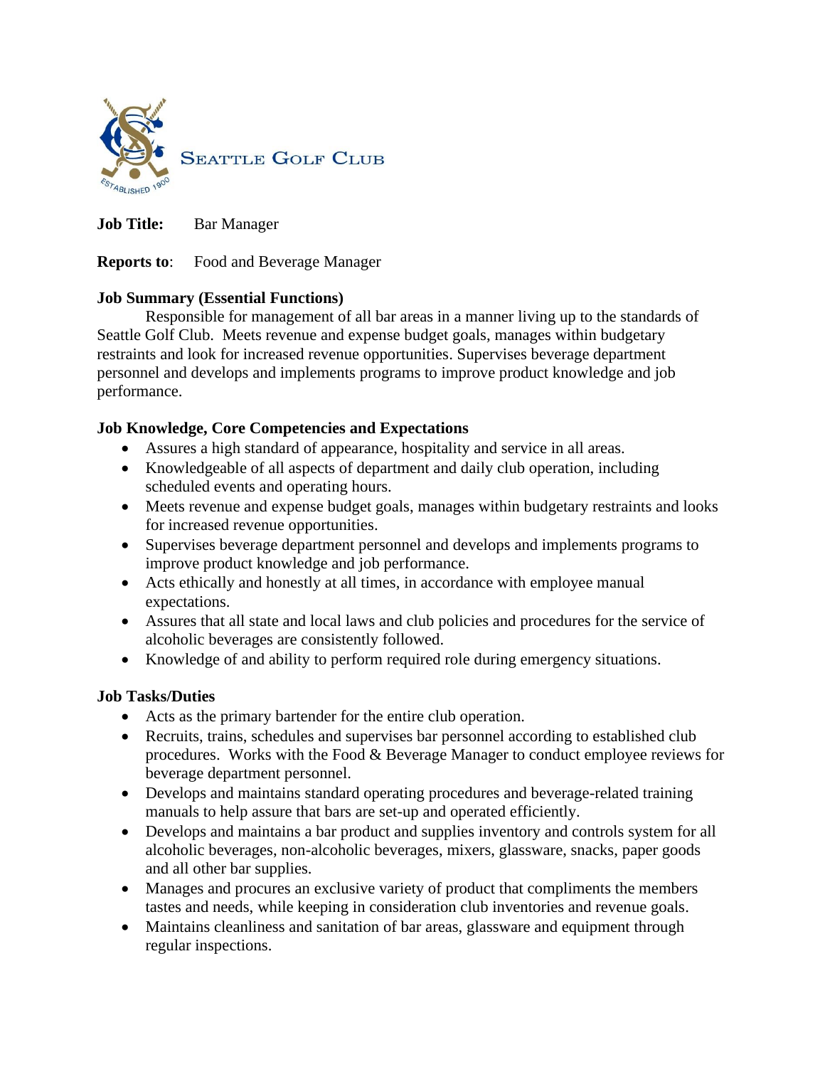SEATTLE GOLF CLUB

ESTABLISHED 1900

**Job Title:** Bar Manager

**Reports to**: Food and Beverage Manager

**Job Summary (Essential Functions)**

Responsible for management of all bar areas in a manner living up to the standards of Seattle Golf Club. Meets revenue and expense budget goals, manages within budgetary restraints and look for increased revenue opportunities. Supervises beverage department personnel and develops and implements programs to improve product knowledge and job performance.

**Job Knowledge, Core Competencies and Expectations**

- Assures a high standard of appearance, hospitality and service in all areas.
- Knowledgeable of all aspects of department and daily club operation, including scheduled events and operating hours.
- Meets revenue and expense budget goals, manages within budgetary restraints and looks for increased revenue opportunities.
- Supervises beverage department personnel and develops and implements programs to improve product knowledge and job performance.
- Acts ethically and honestly at all times, in accordance with employee manual expectations.
- Assures that all state and local laws and club policies and procedures for the service of alcoholic beverages are consistently followed.
- Knowledge of and ability to perform required role during emergency situations.

**Job Tasks/Duties**

- Acts as the primary bartender for the entire club operation.
- Recruits, trains, schedules and supervises bar personnel according to established club procedures. Works with the Food & Beverage Manager to conduct employee reviews for beverage department personnel.
- Develops and maintains standard operating procedures and beverage-related training manuals to help assure that bars are set-up and operated efficiently.
- Develops and maintains a bar product and supplies inventory and controls system for all alcoholic beverages, non-alcoholic beverages, mixers, glassware, snacks, paper goods and all other bar supplies.
- Manages and procures an exclusive variety of product that compliments the members tastes and needs, while keeping in consideration club inventories and revenue goals.
- Maintains cleanliness and sanitation of bar areas, glassware and equipment through regular inspections.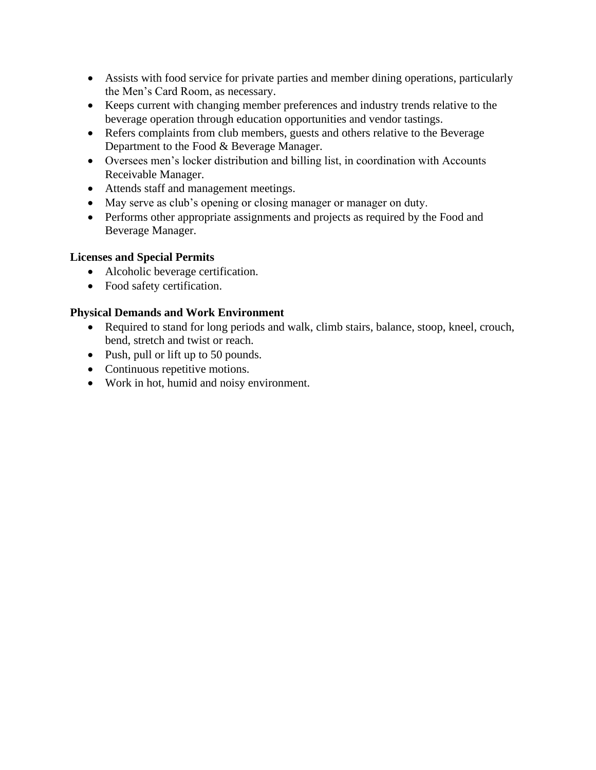- Assists with food service for private parties and member dining operations, particularly the Men's Card Room, as necessary.
- Keeps current with changing member preferences and industry trends relative to the beverage operation through education opportunities and vendor tastings.
- Refers complaints from club members, guests and others relative to the Beverage Department to the Food & Beverage Manager.
- Oversees men's locker distribution and billing list, in coordination with Accounts Receivable Manager.
- Attends staff and management meetings.
- May serve as club's opening or closing manager or manager on duty.
- Performs other appropriate assignments and projects as required by the Food and Beverage Manager.

**Licenses and Special Permits**

- Alcoholic beverage certification.
- Food safety certification.

**Physical Demands and Work Environment**

- Required to stand for long periods and walk, climb stairs, balance, stoop, kneel, crouch, bend, stretch and twist or reach.
- Push, pull or lift up to 50 pounds.
- Continuous repetitive motions.
- Work in hot, humid and noisy environment.